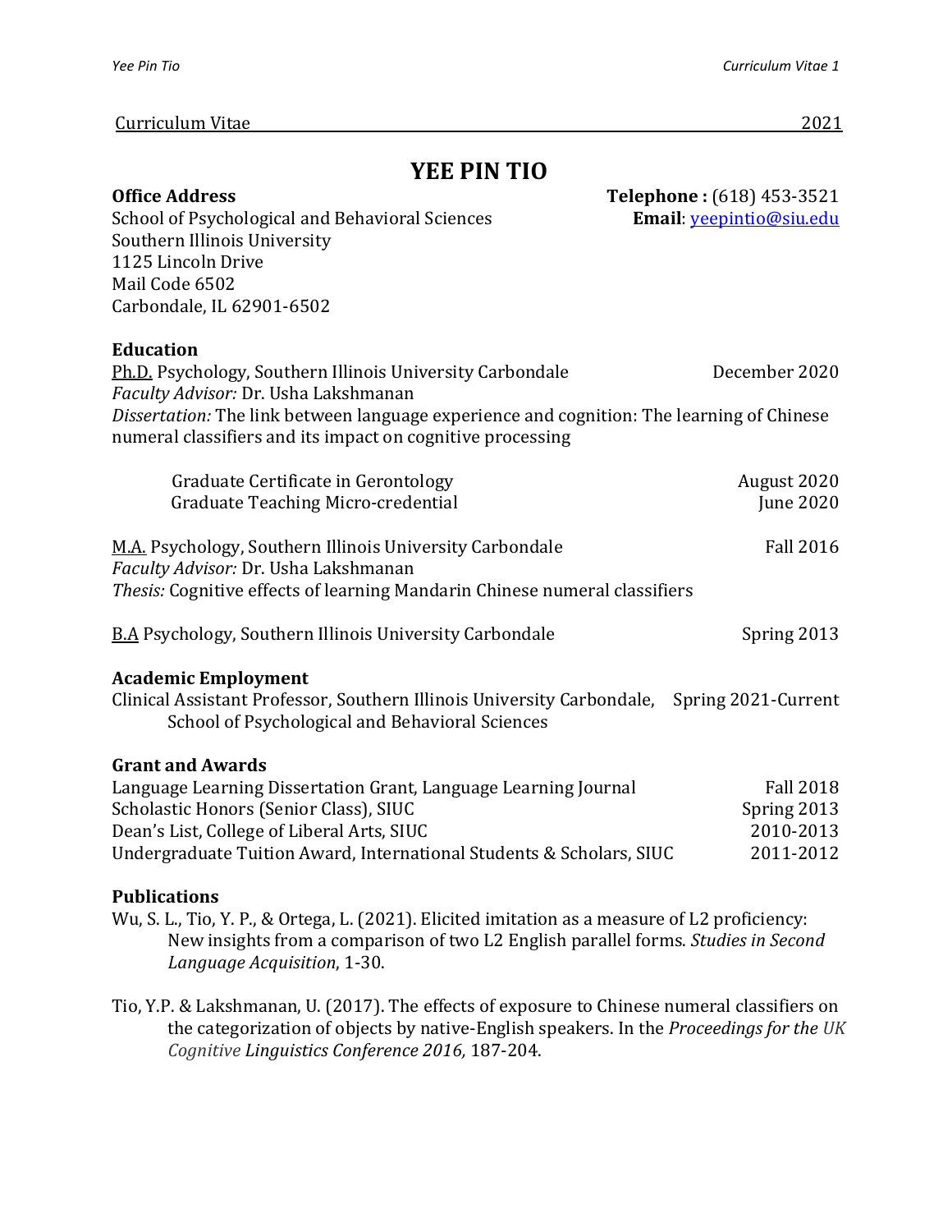Curriculum Vitae 2021

# YEE PIN TIO

**Office Address**
School of Psychological and Behavioral Sciences
Southern Illinois University
1125 Lincoln Drive
Mail Code 6502
Carbondale, IL 62901-6502

**Telephone :** (618) 453-3521
**Email**: yeepintio@siu.edu

## Education

Ph.D. Psychology, Southern Illinois University Carbondale — December 2020
*Faculty Advisor:* Dr. Usha Lakshmanan
*Dissertation:* The link between language experience and cognition: The learning of Chinese numeral classifiers and its impact on cognitive processing

Graduate Certificate in Gerontology — August 2020
Graduate Teaching Micro-credential — June 2020

M.A. Psychology, Southern Illinois University Carbondale — Fall 2016
*Faculty Advisor:* Dr. Usha Lakshmanan
*Thesis:* Cognitive effects of learning Mandarin Chinese numeral classifiers

B.A Psychology, Southern Illinois University Carbondale — Spring 2013

## Academic Employment

Clinical Assistant Professor, Southern Illinois University Carbondale, School of Psychological and Behavioral Sciences — Spring 2021-Current

## Grant and Awards

Language Learning Dissertation Grant, Language Learning Journal — Fall 2018
Scholastic Honors (Senior Class), SIUC — Spring 2013
Dean's List, College of Liberal Arts, SIUC — 2010-2013
Undergraduate Tuition Award, International Students & Scholars, SIUC — 2011-2012

## Publications

Wu, S. L., Tio, Y. P., & Ortega, L. (2021). Elicited imitation as a measure of L2 proficiency: New insights from a comparison of two L2 English parallel forms. *Studies in Second Language Acquisition*, 1-30.

Tio, Y.P. & Lakshmanan, U. (2017). The effects of exposure to Chinese numeral classifiers on the categorization of objects by native-English speakers. In the *Proceedings for the UK Cognitive Linguistics Conference 2016,* 187-204.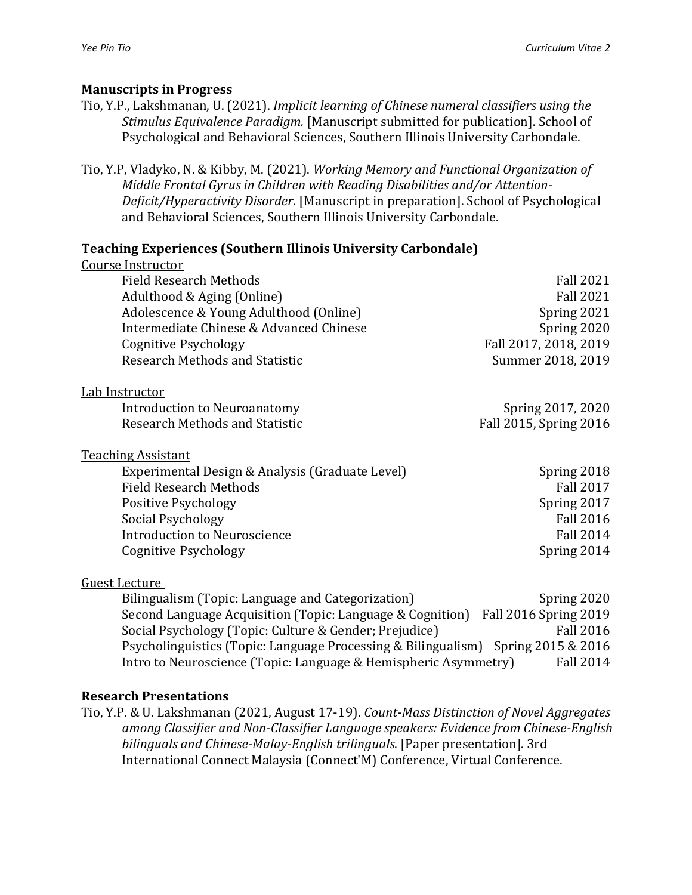## Manuscripts in Progress

Tio, Y.P., Lakshmanan, U. (2021). *Implicit learning of Chinese numeral classifiers using the Stimulus Equivalence Paradigm.* [Manuscript submitted for publication]. School of Psychological and Behavioral Sciences, Southern Illinois University Carbondale.

Tio, Y.P, Vladyko, N. & Kibby, M. (2021). *Working Memory and Functional Organization of Middle Frontal Gyrus in Children with Reading Disabilities and/or Attention-Deficit/Hyperactivity Disorder.* [Manuscript in preparation]. School of Psychological and Behavioral Sciences, Southern Illinois University Carbondale.

## Teaching Experiences (Southern Illinois University Carbondale)

<u>Course Instructor</u>

| | |
|---|---|
| Field Research Methods | Fall 2021 |
| Adulthood & Aging (Online) | Fall 2021 |
| Adolescence & Young Adulthood (Online) | Spring 2021 |
| Intermediate Chinese & Advanced Chinese | Spring 2020 |
| Cognitive Psychology | Fall 2017, 2018, 2019 |
| Research Methods and Statistic | Summer 2018, 2019 |

<u>Lab Instructor</u>

| | |
|---|---|
| Introduction to Neuroanatomy | Spring 2017, 2020 |
| Research Methods and Statistic | Fall 2015, Spring 2016 |

<u>Teaching Assistant</u>

| | |
|---|---|
| Experimental Design & Analysis (Graduate Level) | Spring 2018 |
| Field Research Methods | Fall 2017 |
| Positive Psychology | Spring 2017 |
| Social Psychology | Fall 2016 |
| Introduction to Neuroscience | Fall 2014 |
| Cognitive Psychology | Spring 2014 |

<u>Guest Lecture</u>

| | |
|---|---|
| Bilingualism (Topic: Language and Categorization) | Spring 2020 |
| Second Language Acquisition (Topic: Language & Cognition) | Fall 2016 Spring 2019 |
| Social Psychology (Topic: Culture & Gender; Prejudice) | Fall 2016 |
| Psycholinguistics (Topic: Language Processing & Bilingualism) | Spring 2015 & 2016 |
| Intro to Neuroscience (Topic: Language & Hemispheric Asymmetry) | Fall 2014 |

## Research Presentations

Tio, Y.P. & U. Lakshmanan (2021, August 17-19). *Count-Mass Distinction of Novel Aggregates among Classifier and Non-Classifier Language speakers: Evidence from Chinese-English bilinguals and Chinese-Malay-English trilinguals*. [Paper presentation]. 3rd International Connect Malaysia (Connect'M) Conference, Virtual Conference.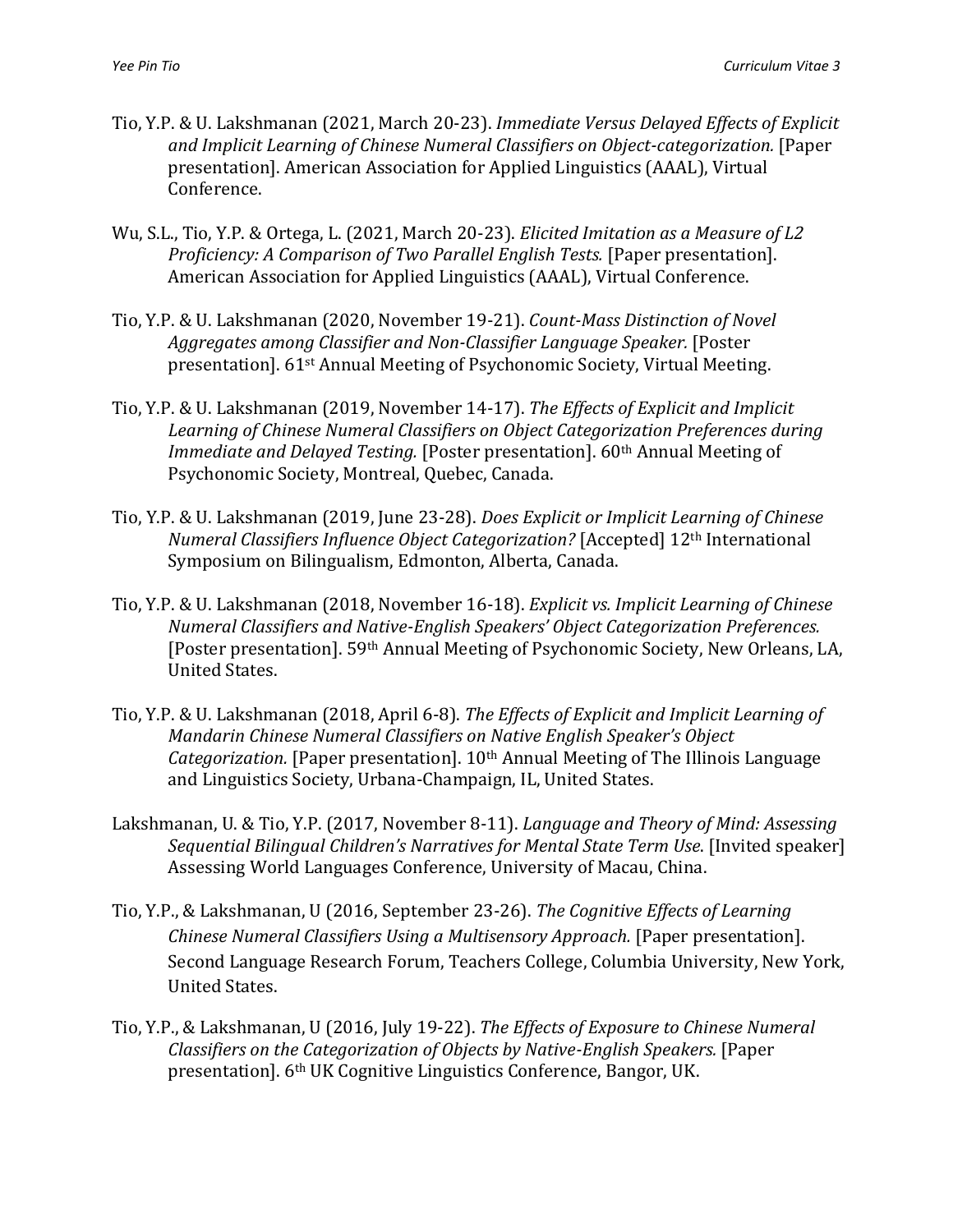Tio, Y.P. & U. Lakshmanan (2021, March 20-23). *Immediate Versus Delayed Effects of Explicit and Implicit Learning of Chinese Numeral Classifiers on Object-categorization.* [Paper presentation]. American Association for Applied Linguistics (AAAL), Virtual Conference.

Wu, S.L., Tio, Y.P. & Ortega, L. (2021, March 20-23). *Elicited Imitation as a Measure of L2 Proficiency: A Comparison of Two Parallel English Tests.* [Paper presentation]. American Association for Applied Linguistics (AAAL), Virtual Conference.

Tio, Y.P. & U. Lakshmanan (2020, November 19-21). *Count-Mass Distinction of Novel Aggregates among Classifier and Non-Classifier Language Speaker.* [Poster presentation]. 61st Annual Meeting of Psychonomic Society, Virtual Meeting.

Tio, Y.P. & U. Lakshmanan (2019, November 14-17). *The Effects of Explicit and Implicit Learning of Chinese Numeral Classifiers on Object Categorization Preferences during Immediate and Delayed Testing.* [Poster presentation]. 60th Annual Meeting of Psychonomic Society, Montreal, Quebec, Canada.

Tio, Y.P. & U. Lakshmanan (2019, June 23-28). *Does Explicit or Implicit Learning of Chinese Numeral Classifiers Influence Object Categorization?* [Accepted] 12th International Symposium on Bilingualism, Edmonton, Alberta, Canada.

Tio, Y.P. & U. Lakshmanan (2018, November 16-18). *Explicit vs. Implicit Learning of Chinese Numeral Classifiers and Native-English Speakers' Object Categorization Preferences.* [Poster presentation]. 59th Annual Meeting of Psychonomic Society, New Orleans, LA, United States.

Tio, Y.P. & U. Lakshmanan (2018, April 6-8). *The Effects of Explicit and Implicit Learning of Mandarin Chinese Numeral Classifiers on Native English Speaker's Object Categorization.* [Paper presentation]. 10th Annual Meeting of The Illinois Language and Linguistics Society, Urbana-Champaign, IL, United States.

Lakshmanan, U. & Tio, Y.P. (2017, November 8-11). *Language and Theory of Mind: Assessing Sequential Bilingual Children's Narratives for Mental State Term Use.* [Invited speaker] Assessing World Languages Conference, University of Macau, China.

Tio, Y.P., & Lakshmanan, U (2016, September 23-26). *The Cognitive Effects of Learning Chinese Numeral Classifiers Using a Multisensory Approach.* [Paper presentation]. Second Language Research Forum, Teachers College, Columbia University, New York, United States.

Tio, Y.P., & Lakshmanan, U (2016, July 19-22). *The Effects of Exposure to Chinese Numeral Classifiers on the Categorization of Objects by Native-English Speakers.* [Paper presentation]. 6th UK Cognitive Linguistics Conference, Bangor, UK.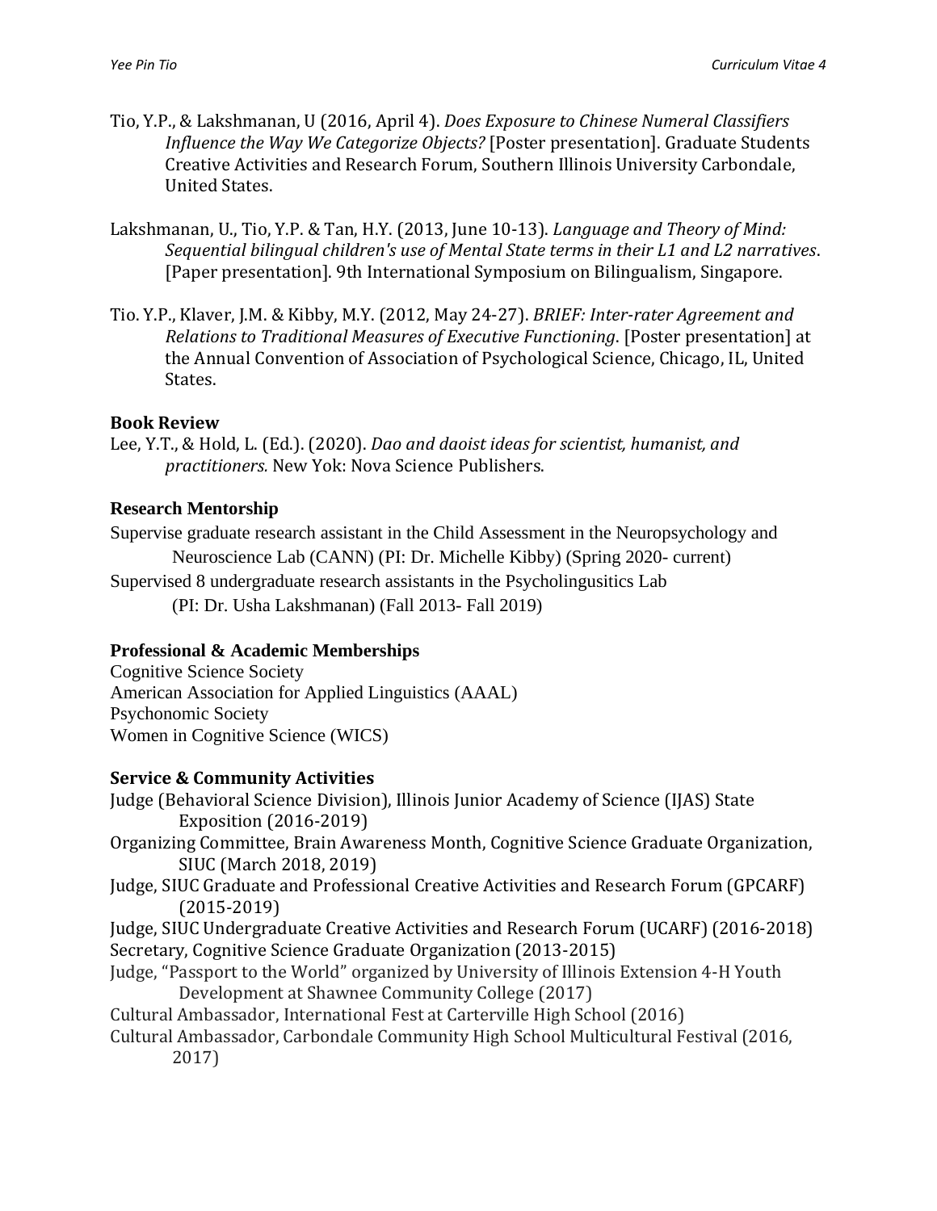Tio, Y.P., & Lakshmanan, U (2016, April 4). *Does Exposure to Chinese Numeral Classifiers Influence the Way We Categorize Objects?* [Poster presentation]. Graduate Students Creative Activities and Research Forum, Southern Illinois University Carbondale, United States.

Lakshmanan, U., Tio, Y.P. & Tan, H.Y. (2013, June 10-13). *Language and Theory of Mind: Sequential bilingual children's use of Mental State terms in their L1 and L2 narratives*. [Paper presentation]. 9th International Symposium on Bilingualism, Singapore.

Tio. Y.P., Klaver, J.M. & Kibby, M.Y. (2012, May 24-27). *BRIEF: Inter-rater Agreement and Relations to Traditional Measures of Executive Functioning*. [Poster presentation] at the Annual Convention of Association of Psychological Science, Chicago, IL, United States.

### Book Review

Lee, Y.T., & Hold, L. (Ed.). (2020). *Dao and daoist ideas for scientist, humanist, and practitioners.* New Yok: Nova Science Publishers.

### Research Mentorship

Supervise graduate research assistant in the Child Assessment in the Neuropsychology and Neuroscience Lab (CANN) (PI: Dr. Michelle Kibby) (Spring 2020- current)

Supervised 8 undergraduate research assistants in the Psycholingusitics Lab (PI: Dr. Usha Lakshmanan) (Fall 2013- Fall 2019)

### Professional & Academic Memberships

Cognitive Science Society
American Association for Applied Linguistics (AAAL)
Psychonomic Society
Women in Cognitive Science (WICS)

### Service & Community Activities

Judge (Behavioral Science Division), Illinois Junior Academy of Science (IJAS) State Exposition (2016-2019)
Organizing Committee, Brain Awareness Month, Cognitive Science Graduate Organization, SIUC (March 2018, 2019)
Judge, SIUC Graduate and Professional Creative Activities and Research Forum (GPCARF) (2015-2019)
Judge, SIUC Undergraduate Creative Activities and Research Forum (UCARF) (2016-2018)
Secretary, Cognitive Science Graduate Organization (2013-2015)
Judge, "Passport to the World" organized by University of Illinois Extension 4-H Youth Development at Shawnee Community College (2017)
Cultural Ambassador, International Fest at Carterville High School (2016)
Cultural Ambassador, Carbondale Community High School Multicultural Festival (2016, 2017)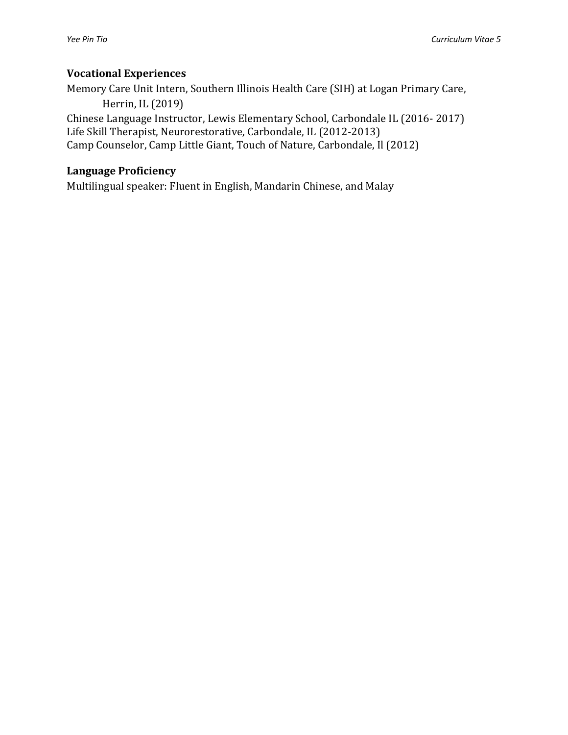## Vocational Experiences

Memory Care Unit Intern, Southern Illinois Health Care (SIH) at Logan Primary Care, Herrin, IL (2019)

Chinese Language Instructor, Lewis Elementary School, Carbondale IL (2016- 2017)

Life Skill Therapist, Neurorestorative, Carbondale, IL (2012-2013)

Camp Counselor, Camp Little Giant, Touch of Nature, Carbondale, Il (2012)

## Language Proficiency

Multilingual speaker: Fluent in English, Mandarin Chinese, and Malay